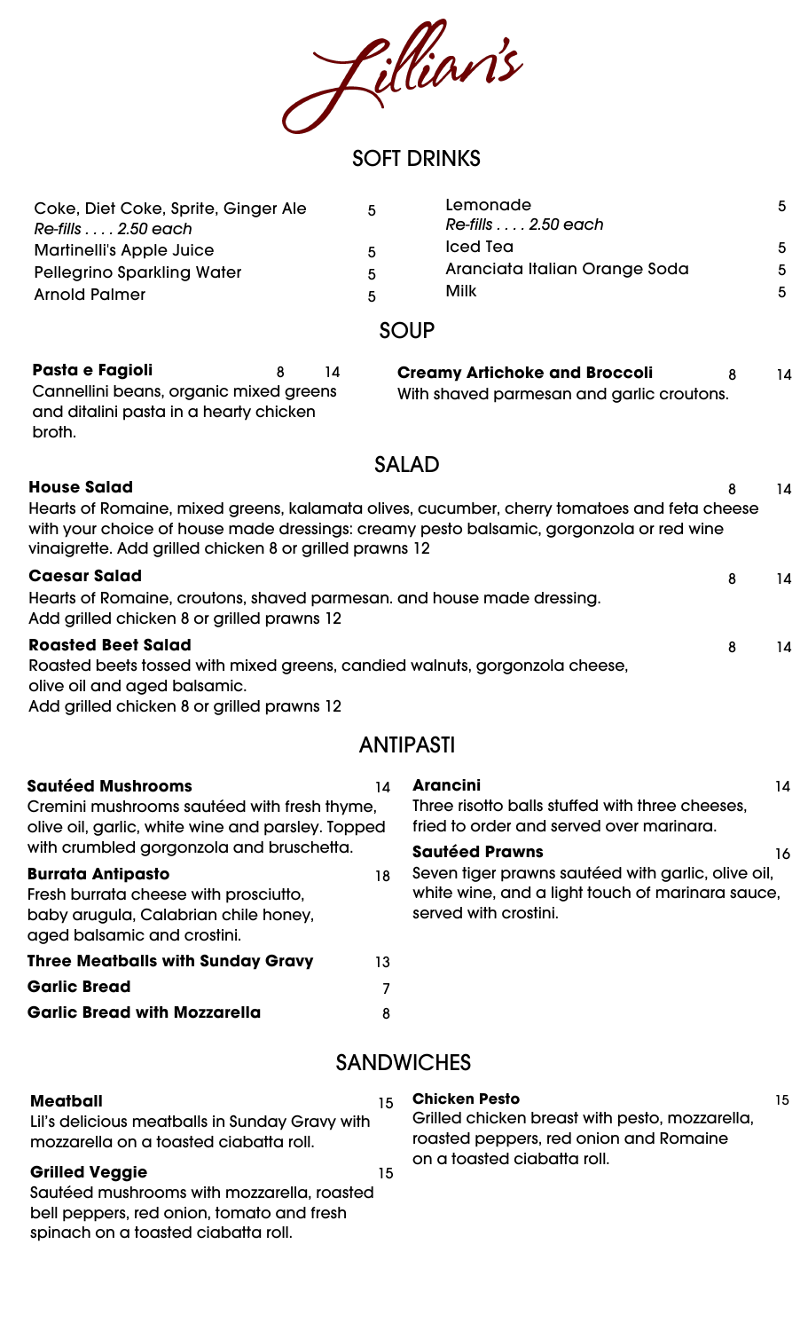# Lillian's

## SOFT DRINKS

Coke, Diet Coke, Sprite, Ginger Ale 5
*Re-fills . . . . 2.50 each*

Martinelli's Apple Juice 5

Pellegrino Sparkling Water 5

Arnold Palmer 5

Lemonade 5
*Re-fills . . . . 2.50 each*

Iced Tea 5

Aranciata Italian Orange Soda 5

Milk 5

## SOUP

**Pasta e Fagioli** 8 14
Cannellini beans, organic mixed greens and ditalini pasta in a hearty chicken broth.

**Creamy Artichoke and Broccoli** 8 14
With shaved parmesan and garlic croutons.

## SALAD

**House Salad** 8 14
Hearts of Romaine, mixed greens, kalamata olives, cucumber, cherry tomatoes and feta cheese with your choice of house made dressings: creamy pesto balsamic, gorgonzola or red wine vinaigrette. Add grilled chicken 8 or grilled prawns 12

**Caesar Salad** 8 14
Hearts of Romaine, croutons, shaved parmesan. and house made dressing.
Add grilled chicken 8 or grilled prawns 12

**Roasted Beet Salad** 8 14
Roasted beets tossed with mixed greens, candied walnuts, gorgonzola cheese, olive oil and aged balsamic.
Add grilled chicken 8 or grilled prawns 12

## ANTIPASTI

**Sautéed Mushrooms** 14
Cremini mushrooms sautéed with fresh thyme, olive oil, garlic, white wine and parsley. Topped with crumbled gorgonzola and bruschetta.

**Burrata Antipasto** 18
Fresh burrata cheese with prosciutto, baby arugula, Calabrian chile honey, aged balsamic and crostini.

**Three Meatballs with Sunday Gravy** 13

**Garlic Bread** 7

**Garlic Bread with Mozzarella** 8

**Arancini** 14
Three risotto balls stuffed with three cheeses, fried to order and served over marinara.

**Sautéed Prawns** 16
Seven tiger prawns sautéed with garlic, olive oil, white wine, and a light touch of marinara sauce, served with crostini.

## SANDWICHES

**Meatball** 15
Lil's delicious meatballs in Sunday Gravy with mozzarella on a toasted ciabatta roll.

**Grilled Veggie** 15
Sautéed mushrooms with mozzarella, roasted bell peppers, red onion, tomato and fresh spinach on a toasted ciabatta roll.

**Chicken Pesto** 15
Grilled chicken breast with pesto, mozzarella, roasted peppers, red onion and Romaine on a toasted ciabatta roll.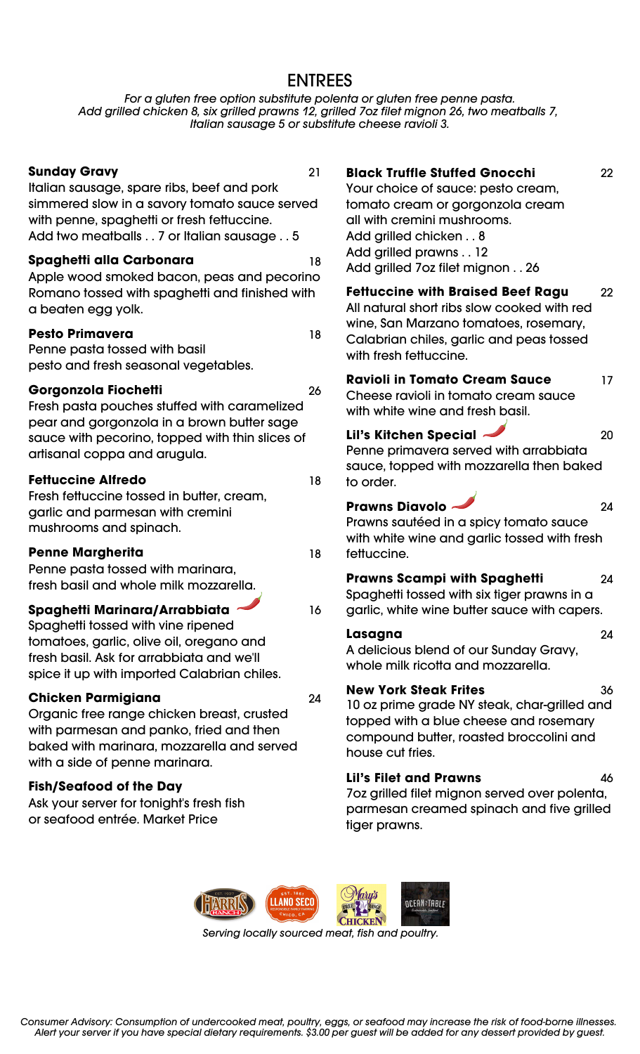# ENTREES

*For a gluten free option substitute polenta or gluten free penne pasta.*
*Add grilled chicken 8, six grilled prawns 12, grilled 7oz filet mignon 26, two meatballs 7, Italian sausage 5 or substitute cheese ravioli 3.*

**Sunday Gravy** 21
Italian sausage, spare ribs, beef and pork simmered slow in a savory tomato sauce served with penne, spaghetti or fresh fettuccine.
Add two meatballs . . 7 or Italian sausage . . 5

**Spaghetti alla Carbonara** 18
Apple wood smoked bacon, peas and pecorino Romano tossed with spaghetti and finished with a beaten egg yolk.

**Pesto Primavera** 18
Penne pasta tossed with basil pesto and fresh seasonal vegetables.

**Gorgonzola Fiochetti** 26
Fresh pasta pouches stuffed with caramelized pear and gorgonzola in a brown butter sage sauce with pecorino, topped with thin slices of artisanal coppa and arugula.

**Fettuccine Alfredo** 18
Fresh fettuccine tossed in butter, cream, garlic and parmesan with cremini mushrooms and spinach.

**Penne Margherita** 18
Penne pasta tossed with marinara, fresh basil and whole milk mozzarella.

**Spaghetti Marinara/Arrabbiata** 16
Spaghetti tossed with vine ripened tomatoes, garlic, olive oil, oregano and fresh basil. Ask for arrabbiata and we'll spice it up with imported Calabrian chiles.

**Chicken Parmigiana** 24
Organic free range chicken breast, crusted with parmesan and panko, fried and then baked with marinara, mozzarella and served with a side of penne marinara.

**Fish/Seafood of the Day**
Ask your server for tonight's fresh fish or seafood entrée. Market Price

**Black Truffle Stuffed Gnocchi** 22
Your choice of sauce: pesto cream, tomato cream or gorgonzola cream all with cremini mushrooms.
Add grilled chicken . . 8
Add grilled prawns . . 12
Add grilled 7oz filet mignon . . 26

**Fettuccine with Braised Beef Ragu** 22
All natural short ribs slow cooked with red wine, San Marzano tomatoes, rosemary, Calabrian chiles, garlic and peas tossed with fresh fettuccine.

**Ravioli in Tomato Cream Sauce** 17
Cheese ravioli in tomato cream sauce with white wine and fresh basil.

**Lil's Kitchen Special** 20
Penne primavera served with arrabbiata sauce, topped with mozzarella then baked to order.

**Prawns Diavolo** 24
Prawns sautéed in a spicy tomato sauce with white wine and garlic tossed with fresh fettuccine.

**Prawns Scampi with Spaghetti** 24
Spaghetti tossed with six tiger prawns in a garlic, white wine butter sauce with capers.

**Lasagna** 24
A delicious blend of our Sunday Gravy, whole milk ricotta and mozzarella.

**New York Steak Frites** 36
10 oz prime grade NY steak, char-grilled and topped with a blue cheese and rosemary compound butter, roasted broccolini and house cut fries.

**Lil's Filet and Prawns** 46
7oz grilled filet mignon served over polenta, parmesan creamed spinach and five grilled tiger prawns.

*Serving locally sourced meat, fish and poultry.*

*Consumer Advisory: Consumption of undercooked meat, poultry, eggs, or seafood may increase the risk of food-borne illnesses. Alert your server if you have special dietary requirements. $3.00 per guest will be added for any dessert provided by guest.*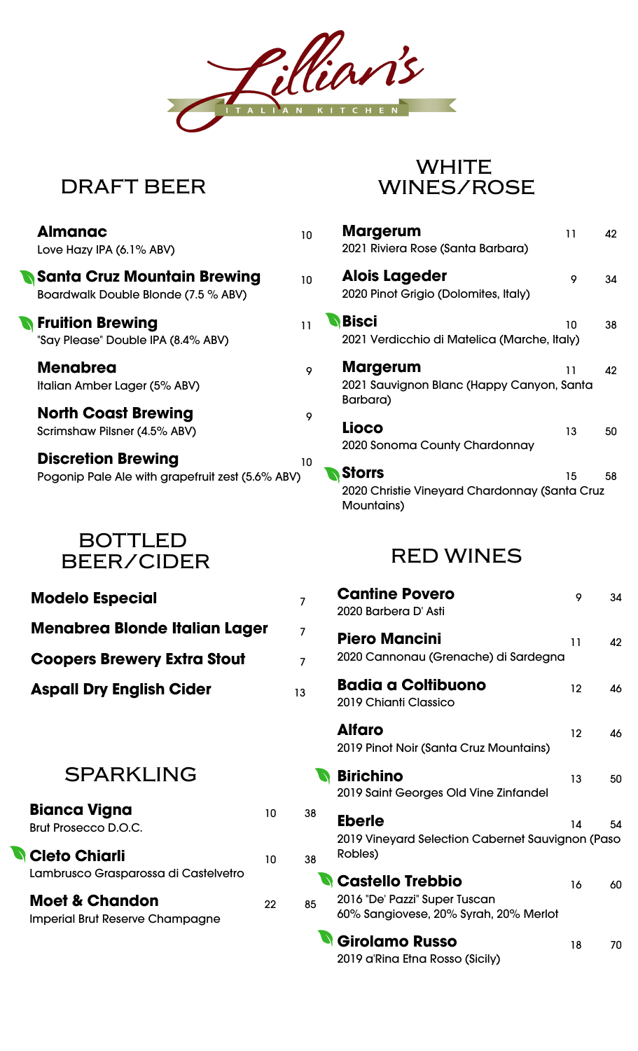# Lillian's

ITALIAN KITCHEN

## DRAFT BEER

| Item | Price |
|---|---|
| **Almanac**<br>Love Hazy IPA (6.1% ABV) | 10 |
| **Santa Cruz Mountain Brewing**<br>Boardwalk Double Blonde (7.5 % ABV) | 10 |
| **Fruition Brewing**<br>"Say Please" Double IPA (8.4% ABV) | 11 |
| **Menabrea**<br>Italian Amber Lager (5% ABV) | 9 |
| **North Coast Brewing**<br>Scrimshaw Pilsner (4.5% ABV) | 9 |
| **Discretion Brewing**<br>Pogonip Pale Ale with grapefruit zest (5.6% ABV) | 10 |

## BOTTLED BEER/CIDER

| Item | Price |
|---|---|
| **Modelo Especial** | 7 |
| **Menabrea Blonde Italian Lager** | 7 |
| **Coopers Brewery Extra Stout** | 7 |
| **Aspall Dry English Cider** | 13 |

## SPARKLING

| Item | Glass | Bottle |
|---|---|---|
| **Bianca Vigna**<br>Brut Prosecco D.O.C. | 10 | 38 |
| **Cleto Chiarli**<br>Lambrusco Grasparossa di Castelvetro | 10 | 38 |
| **Moet & Chandon**<br>Imperial Brut Reserve Champagne | 22 | 85 |

## WHITE WINES/ROSE

| Item | Glass | Bottle |
|---|---|---|
| **Margerum**<br>2021 Riviera Rose (Santa Barbara) | 11 | 42 |
| **Alois Lageder**<br>2020 Pinot Grigio (Dolomites, Italy) | 9 | 34 |
| **Bisci**<br>2021 Verdicchio di Matelica (Marche, Italy) | 10 | 38 |
| **Margerum**<br>2021 Sauvignon Blanc (Happy Canyon, Santa Barbara) | 11 | 42 |
| **Lioco**<br>2020 Sonoma County Chardonnay | 13 | 50 |
| **Storrs**<br>2020 Christie Vineyard Chardonnay (Santa Cruz Mountains) | 15 | 58 |

## RED WINES

| Item | Glass | Bottle |
|---|---|---|
| **Cantine Povero**<br>2020 Barbera D' Asti | 9 | 34 |
| **Piero Mancini**<br>2020 Cannonau (Grenache) di Sardegna | 11 | 42 |
| **Badia a Coltibuono**<br>2019 Chianti Classico | 12 | 46 |
| **Alfaro**<br>2019 Pinot Noir (Santa Cruz Mountains) | 12 | 46 |
| **Birichino**<br>2019 Saint Georges Old Vine Zinfandel | 13 | 50 |
| **Eberle**<br>2019 Vineyard Selection Cabernet Sauvignon (Paso Robles) | 14 | 54 |
| **Castello Trebbio**<br>2016 "De' Pazzi" Super Tuscan<br>60% Sangiovese, 20% Syrah, 20% Merlot | 16 | 60 |
| **Girolamo Russo**<br>2019 a'Rina Etna Rosso (Sicily) | 18 | 70 |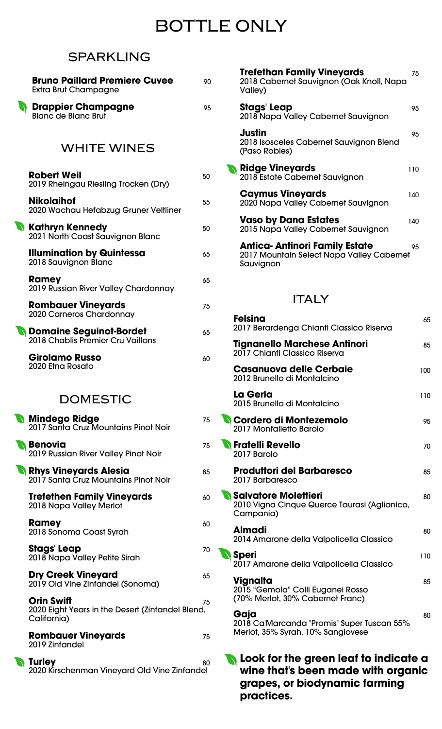# BOTTLE ONLY

## SPARKLING

**Bruno Paillard Premiere Cuvee** 90
Extra Brut Champagne

**Drappier Champagne** 95
Blanc de Blanc Brut

## WHITE WINES

**Robert Weil** 50
2019 Rheingau Riesling Trocken (Dry)

**Nikolaihof** 55
2020 Wachau Hefabzug Gruner Veltliner

**Kathryn Kennedy** 50
2021 North Coast Sauvignon Blanc

**Illumination by Quintessa** 65
2018 Sauvignon Blanc

**Ramey** 65
2019 Russian River Valley Chardonnay

**Rombauer Vineyards** 75
2020 Carneros Chardonnay

**Domaine Seguinot-Bordet** 65
2018 Chablis Premier Cru Vaillons

**Girolamo Russo** 60
2020 Etna Rosato

## DOMESTIC

**Mindego Ridge** 75
2017 Santa Cruz Mountains Pinot Noir

**Benovia** 75
2019 Russian River Valley Pinot Noir

**Rhys Vineyards Alesia** 85
2017 Santa Cruz Mountains Pinot Noir

**Trefethen Family Vineyards** 60
2018 Napa Valley Merlot

**Ramey** 60
2018 Sonoma Coast Syrah

**Stags' Leap** 70
2018 Napa Valley Petite Sirah

**Dry Creek Vineyard** 65
2019 Old Vine Zinfandel (Sonoma)

**Orin Swift** 75
2020 Eight Years in the Desert (Zinfandel Blend, California)

**Rombauer Vineyards** 75
2019 Zinfandel

**Turley** 80
2020 Kirschenman Vineyard Old Vine Zinfandel

**Trefethan Family Vineyards** 75
2018 Cabernet Sauvignon (Oak Knoll, Napa Valley)

**Stags' Leap** 95
2018 Napa Valley Cabernet Sauvignon

**Justin** 95
2018 Isosceles Cabernet Sauvignon Blend (Paso Robles)

**Ridge Vineyards** 110
2018 Estate Cabernet Sauvignon

**Caymus Vineyards** 140
2020 Napa Valley Cabernet Sauvignon

**Vaso by Dana Estates** 140
2015 Napa Valley Cabernet Sauvignon

**Antica- Antinori Family Estate** 95
2017 Mountain Select Napa Valley Cabernet Sauvignon

## ITALY

**Felsina** 65
2017 Berardenga Chianti Classico Riserva

**Tignanello Marchese Antinori** 85
2017 Chianti Classico Riserva

**Casanuova delle Cerbaie** 100
2012 Brunello di Montalcino

**La Gerla** 110
2015 Brunello di Montalcino

**Cordero di Montezemolo** 95
2017 Monfalletto Barolo

**Fratelli Revello** 70
2017 Barolo

**Produttori del Barbaresco** 85
2017 Barbaresco

**Salvatore Molettieri** 80
2010 Vigna Cinque Querce Taurasi (Aglianico, Campania)

**Almadi** 80
2014 Amarone della Valpolicella Classico

**Speri** 110
2017 Amarone della Valpolicella Classico

**Vignalta** 85
2015 "Gemola" Colli Euganei Rosso (70% Merlot, 30% Cabernet Franc)

**Gaja** 80
2018 Ca'Marcanda "Promis" Super Tuscan 55% Merlot, 35% Syrah, 10% Sangiovese

**Look for the green leaf to indicate a wine that's been made with organic grapes, or biodynamic farming practices.**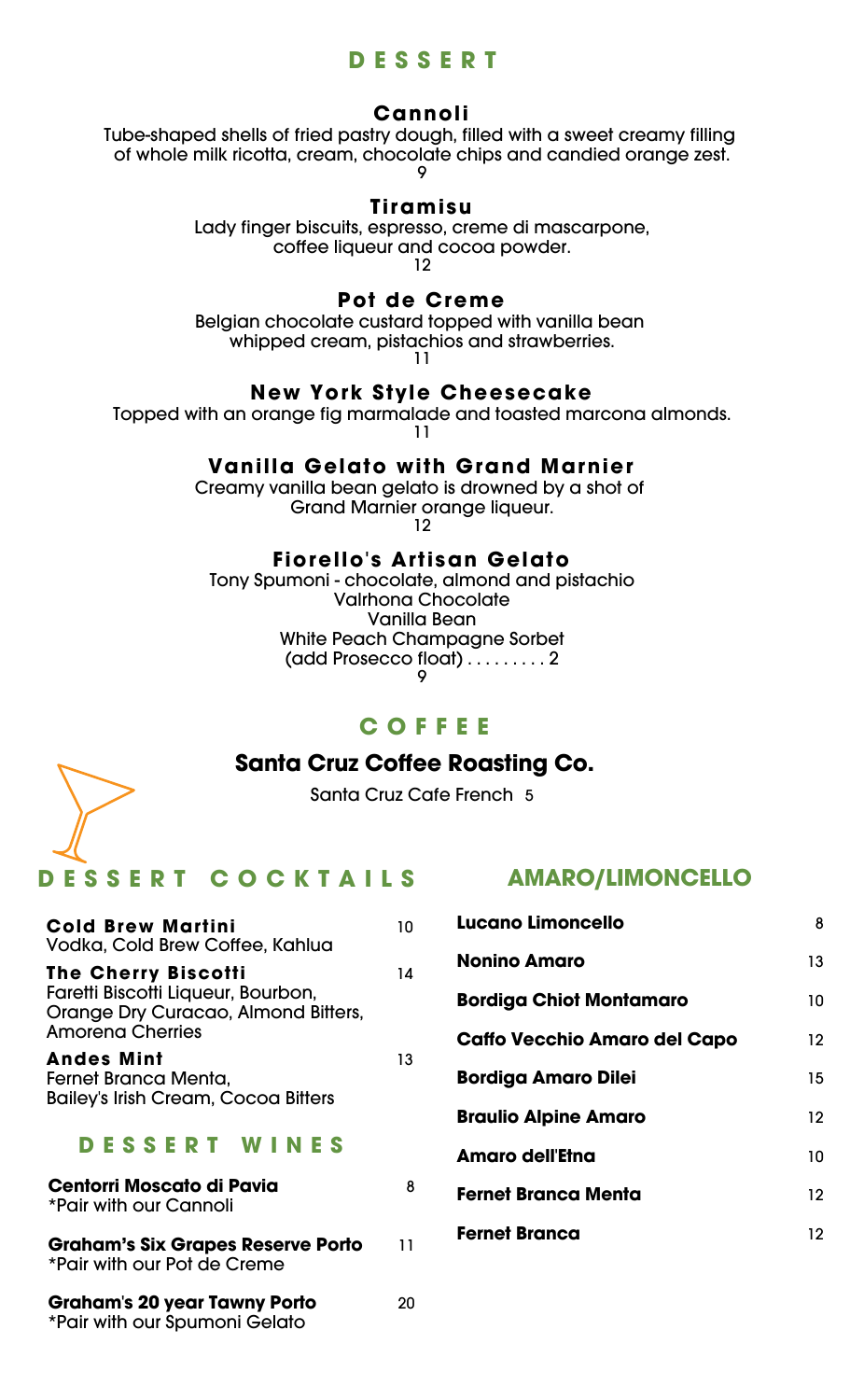# DESSERT

### Cannoli

Tube-shaped shells of fried pastry dough, filled with a sweet creamy filling of whole milk ricotta, cream, chocolate chips and candied orange zest.
9

### Tiramisu

Lady finger biscuits, espresso, creme di mascarpone, coffee liqueur and cocoa powder.
12

### Pot de Creme

Belgian chocolate custard topped with vanilla bean whipped cream, pistachios and strawberries.
11

### New York Style Cheesecake

Topped with an orange fig marmalade and toasted marcona almonds.
11

### Vanilla Gelato with Grand Marnier

Creamy vanilla bean gelato is drowned by a shot of Grand Marnier orange liqueur.
12

### Fiorello's Artisan Gelato

Tony Spumoni - chocolate, almond and pistachio
Valrhona Chocolate
Vanilla Bean
White Peach Champagne Sorbet
(add Prosecco float) . . . . . . . . . 2
9

# COFFEE

## Santa Cruz Coffee Roasting Co.

Santa Cruz Cafe French 5

# DESSERT COCKTAILS

| | |
|---|---|
| **Cold Brew Martini**<br>Vodka, Cold Brew Coffee, Kahlua | 10 |
| **The Cherry Biscotti**<br>Faretti Biscotti Liqueur, Bourbon, Orange Dry Curacao, Almond Bitters, Amorena Cherries | 14 |
| **Andes Mint**<br>Fernet Branca Menta, Bailey's Irish Cream, Cocoa Bitters | 13 |

# DESSERT WINES

| | |
|---|---|
| **Centorri Moscato di Pavia**<br>*Pair with our Cannoli | 8 |
| **Graham's Six Grapes Reserve Porto**<br>*Pair with our Pot de Creme | 11 |
| **Graham's 20 year Tawny Porto**<br>*Pair with our Spumoni Gelato | 20 |

# AMARO/LIMONCELLO

| | |
|---|---|
| **Lucano Limoncello** | 8 |
| **Nonino Amaro** | 13 |
| **Bordiga Chiot Montamaro** | 10 |
| **Caffo Vecchio Amaro del Capo** | 12 |
| **Bordiga Amaro Dilei** | 15 |
| **Braulio Alpine Amaro** | 12 |
| **Amaro dell'Etna** | 10 |
| **Fernet Branca Menta** | 12 |
| **Fernet Branca** | 12 |